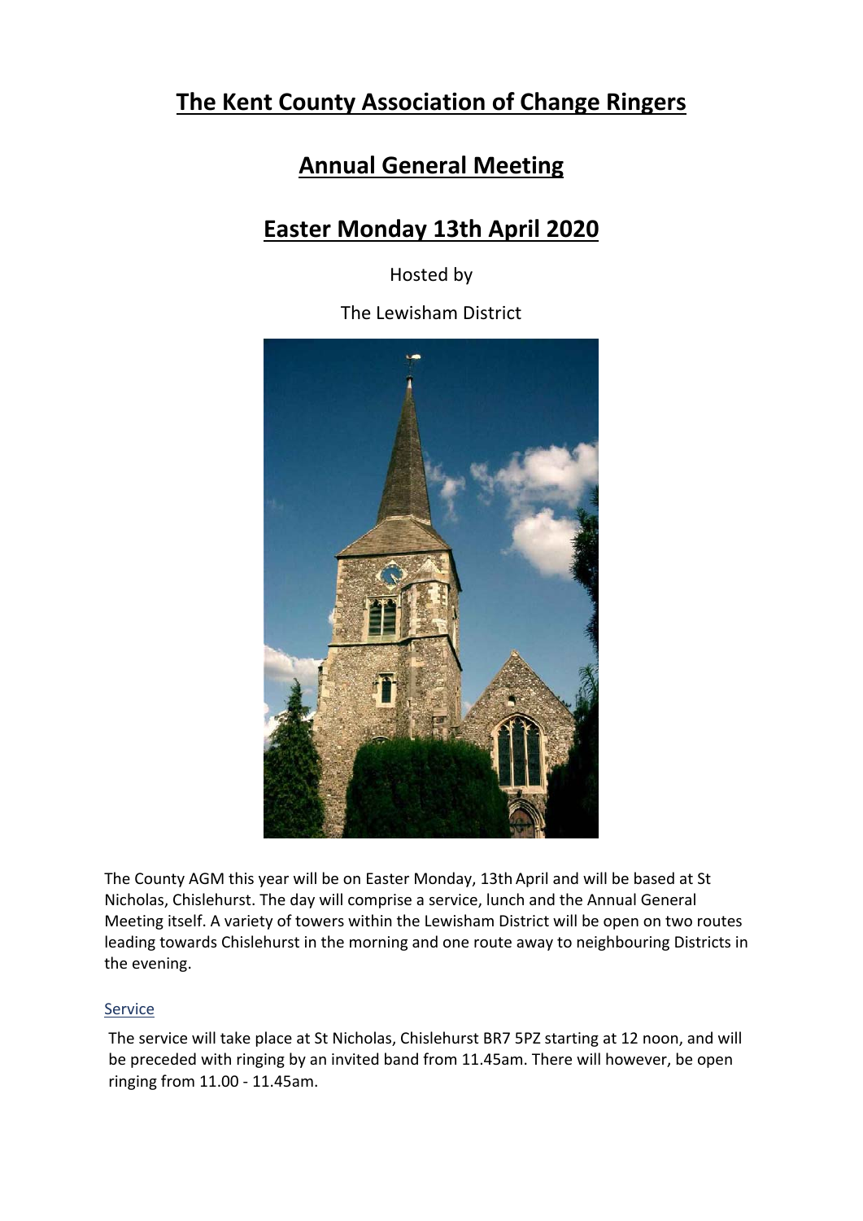# The Kent County Association of Change Ringers

## Annual General Meeting

## Easter Monday 13th April 2020

Hosted by

The Lewisham District

The County AGM this year will be on Easter Monday, 13th April and will be based at St Nicholas, Chislehurst. The day will comprise a service, lunch and the Annual General Meeting itself. A variety of towers within the Lewisham District will be open on two routes leading towards Chislehurst in the morning and one route away to neighbouring Districts in the evening.

### Service

The service will take place at St Nicholas, Chislehurst BR7 5PZ starting at 12 noon, and will be preceded with ringing by an invited band from 11.45am. There will however, be open ringing from 11.00 - 11.45am.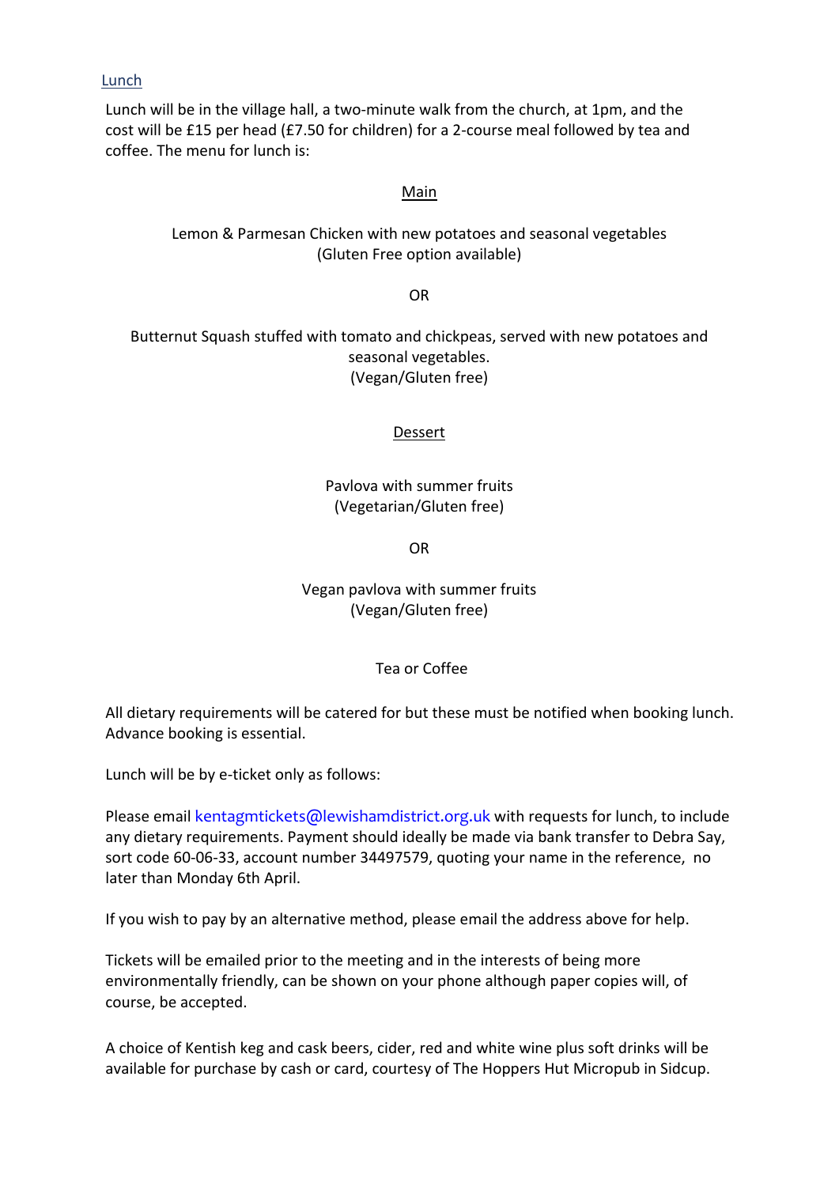## Lunch

Lunch will be in the village hall, a two-minute walk from the church, at 1pm, and the cost will be £15 per head (£7.50 for children) for a 2-course meal followed by tea and coffee. The menu for lunch is:

### Main

Lemon & Parmesan Chicken with new potatoes and seasonal vegetables
(Gluten Free option available)

OR

Butternut Squash stuffed with tomato and chickpeas, served with new potatoes and seasonal vegetables.
(Vegan/Gluten free)

### Dessert

Pavlova with summer fruits
(Vegetarian/Gluten free)

OR

Vegan pavlova with summer fruits
(Vegan/Gluten free)

Tea or Coffee

All dietary requirements will be catered for but these must be notified when booking lunch. Advance booking is essential.

Lunch will be by e-ticket only as follows:

Please email kentagmtickets@lewishamdistrict.org.uk with requests for lunch, to include any dietary requirements. Payment should ideally be made via bank transfer to Debra Say, sort code 60-06-33, account number 34497579, quoting your name in the reference, no later than Monday 6th April.

If you wish to pay by an alternative method, please email the address above for help.

Tickets will be emailed prior to the meeting and in the interests of being more environmentally friendly, can be shown on your phone although paper copies will, of course, be accepted.

A choice of Kentish keg and cask beers, cider, red and white wine plus soft drinks will be available for purchase by cash or card, courtesy of The Hoppers Hut Micropub in Sidcup.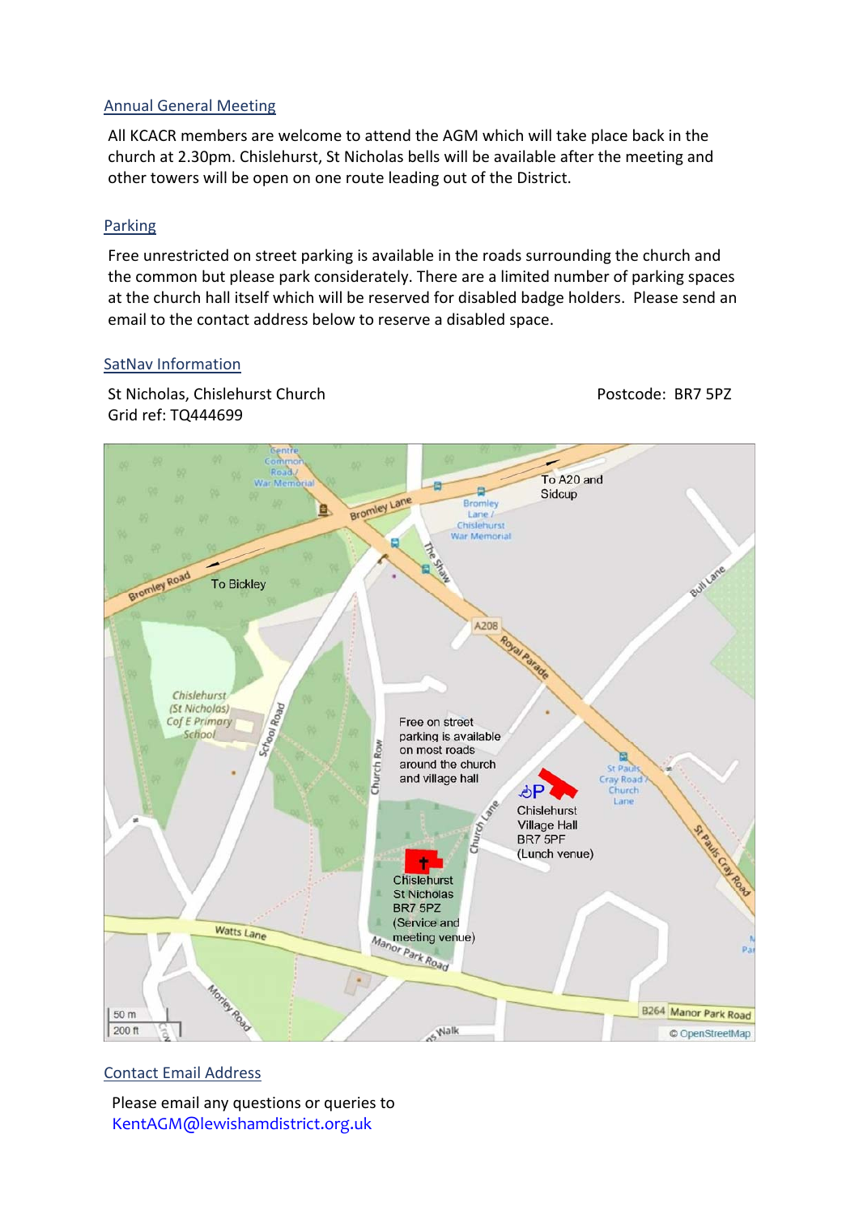## Annual General Meeting

All KCACR members are welcome to attend the AGM which will take place back in the church at 2.30pm. Chislehurst, St Nicholas bells will be available after the meeting and other towers will be open on one route leading out of the District.

## Parking

Free unrestricted on street parking is available in the roads surrounding the church and the common but please park considerately. There are a limited number of parking spaces at the church hall itself which will be reserved for disabled badge holders. Please send an email to the contact address below to reserve a disabled space.

## SatNav Information

St Nicholas, Chislehurst Church
Grid ref: TQ444699

Postcode: BR7 5PZ

To A20 and Sidcup

To Bickley

Free on street parking is available on most roads around the church and village hall

Chislehurst Village Hall
BR7 5PF
(Lunch venue)

Chislehurst St Nicholas
BR7 5PZ
(Service and meeting venue)

© OpenStreetMap

## Contact Email Address

Please email any questions or queries to
KentAGM@lewishamdistrict.org.uk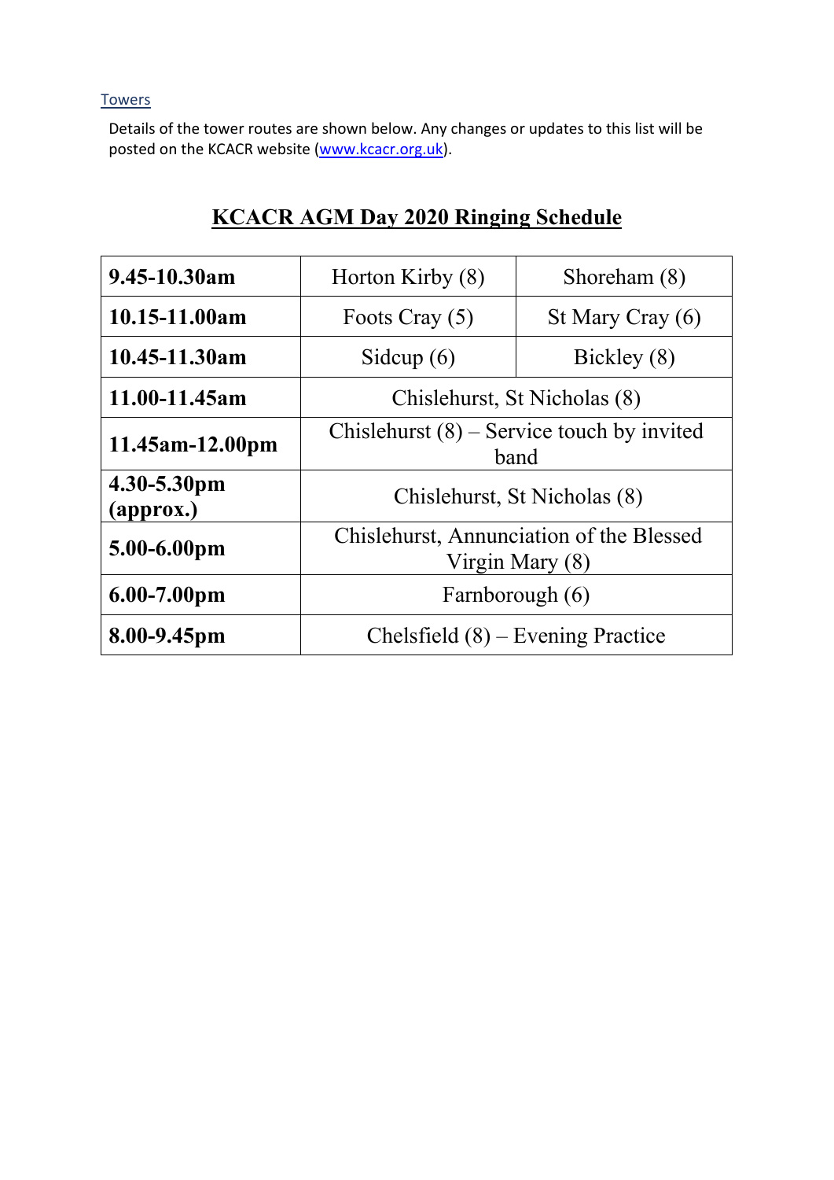Towers

Details of the tower routes are shown below. Any changes or updates to this list will be posted on the KCACR website (www.kcacr.org.uk).

## KCACR AGM Day 2020 Ringing Schedule

| | | |
|---|---|---|
| **9.45-10.30am** | Horton Kirby (8) | Shoreham (8) |
| **10.15-11.00am** | Foots Cray (5) | St Mary Cray (6) |
| **10.45-11.30am** | Sidcup (6) | Bickley (8) |
| **11.00-11.45am** | Chislehurst, St Nicholas (8) | |
| **11.45am-12.00pm** | Chislehurst (8) – Service touch by invited band | |
| **4.30-5.30pm (approx.)** | Chislehurst, St Nicholas (8) | |
| **5.00-6.00pm** | Chislehurst, Annunciation of the Blessed Virgin Mary (8) | |
| **6.00-7.00pm** | Farnborough (6) | |
| **8.00-9.45pm** | Chelsfield (8) – Evening Practice | |